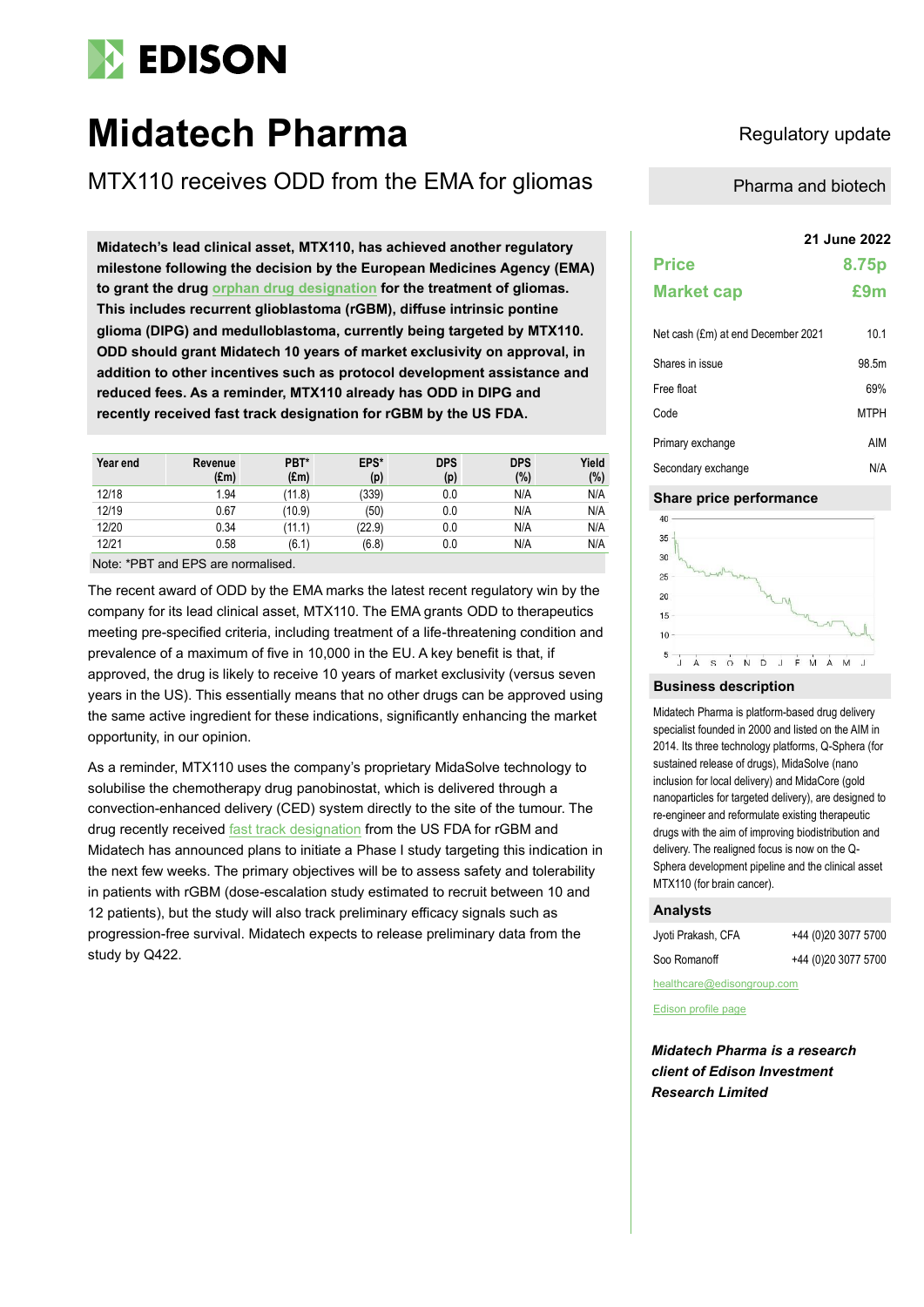# Midatech Pharma

## MTX110 receives ODD from the EMA for gliomas

Regulatory update

Pharma and biotech

**Midatech's lead clinical asset, MTX110, has achieved another regulatory milestone following the decision by the European Medicines Agency (EMA) to grant the drug orphan drug designation for the treatment of gliomas. This includes recurrent glioblastoma (rGBM), diffuse intrinsic pontine glioma (DIPG) and medulloblastoma, currently being targeted by MTX110. ODD should grant Midatech 10 years of market exclusivity on approval, in addition to other incentives such as protocol development assistance and reduced fees. As a reminder, MTX110 already has ODD in DIPG and recently received fast track designation for rGBM by the US FDA.**

| Year end | Revenue (£m) | PBT* (£m) | EPS* (p) | DPS (p) | DPS (%) | Yield (%) |
|---|---|---|---|---|---|---|
| 12/18 | 1.94 | (11.8) | (339) | 0.0 | N/A | N/A |
| 12/19 | 0.67 | (10.9) | (50) | 0.0 | N/A | N/A |
| 12/20 | 0.34 | (11.1) | (22.9) | 0.0 | N/A | N/A |
| 12/21 | 0.58 | (6.1) | (6.8) | 0.0 | N/A | N/A |

Note: *PBT and EPS are normalised.

The recent award of ODD by the EMA marks the latest recent regulatory win by the company for its lead clinical asset, MTX110. The EMA grants ODD to therapeutics meeting pre-specified criteria, including treatment of a life-threatening condition and prevalence of a maximum of five in 10,000 in the EU. A key benefit is that, if approved, the drug is likely to receive 10 years of market exclusivity (versus seven years in the US). This essentially means that no other drugs can be approved using the same active ingredient for these indications, significantly enhancing the market opportunity, in our opinion.

As a reminder, MTX110 uses the company's proprietary MidaSolve technology to solubilise the chemotherapy drug panobinostat, which is delivered through a convection-enhanced delivery (CED) system directly to the site of the tumour. The drug recently received fast track designation from the US FDA for rGBM and Midatech has announced plans to initiate a Phase I study targeting this indication in the next few weeks. The primary objectives will be to assess safety and tolerability in patients with rGBM (dose-escalation study estimated to recruit between 10 and 12 patients), but the study will also track preliminary efficacy signals such as progression-free survival. Midatech expects to release preliminary data from the study by Q422.

**21 June 2022**

| | |
|---|---|
| **Price** | **8.75p** |
| **Market cap** | **£9m** |

| | |
|---|---|
| Net cash (£m) at end December 2021 | 10.1 |
| Shares in issue | 98.5m |
| Free float | 69% |
| Code | MTPH |
| Primary exchange | AIM |
| Secondary exchange | N/A |

### Share price performance

### Business description

Midatech Pharma is platform-based drug delivery specialist founded in 2000 and listed on the AIM in 2014. Its three technology platforms, Q-Sphera (for sustained release of drugs), MidaSolve (nano inclusion for local delivery) and MidaCore (gold nanoparticles for targeted delivery), are designed to re-engineer and reformulate existing therapeutic drugs with the aim of improving biodistribution and delivery. The realigned focus is now on the Q-Sphera development pipeline and the clinical asset MTX110 (for brain cancer).

### Analysts

| | |
|---|---|
| Jyoti Prakash, CFA | +44 (0)20 3077 5700 |
| Soo Romanoff | +44 (0)20 3077 5700 |

healthcare@edisongroup.com

Edison profile page

***Midatech Pharma is a research client of Edison Investment Research Limited***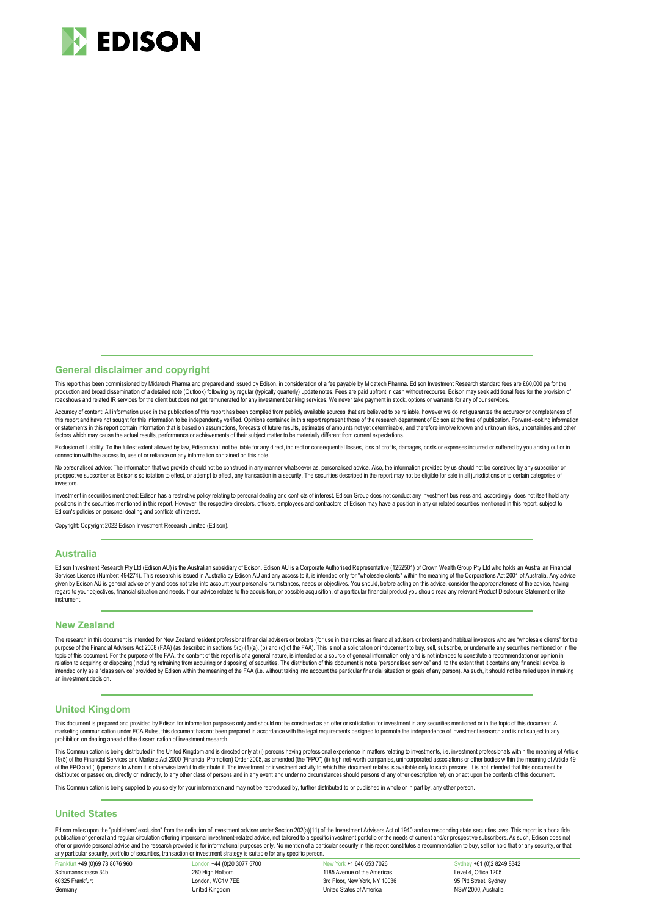# EDISON

## General disclaimer and copyright

This report has been commissioned by Midatech Pharma and prepared and issued by Edison, in consideration of a fee payable by Midatech Pharma. Edison Investment Research standard fees are £60,000 pa for the production and broad dissemination of a detailed note (Outlook) following by regular (typically quarterly) update notes. Fees are paid upfront in cash without recourse. Edison may seek additional fees for the provision of roadshows and related IR services for the client but does not get remunerated for any investment banking services. We never take payment in stock, options or warrants for any of our services.

Accuracy of content: All information used in the publication of this report has been compiled from publicly available sources that are believed to be reliable, however we do not guarantee the accuracy or completeness of this report and have not sought for this information to be independently verified. Opinions contained in this report represent those of the research department of Edison at the time of publication. Forward-looking information or statements in this report contain information that is based on assumptions, forecasts of future results, estimates of amounts not yet determinable, and therefore involve known and unknown risks, uncertainties and other factors which may cause the actual results, performance or achievements of their subject matter to be materially different from current expectations.

Exclusion of Liability: To the fullest extent allowed by law, Edison shall not be liable for any direct, indirect or consequential losses, loss of profits, damages, costs or expenses incurred or suffered by you arising out or in connection with the access to, use of or reliance on any information contained on this note.

No personalised advice: The information that we provide should not be construed in any manner whatsoever as, personalised advice. Also, the information provided by us should not be construed by any subscriber or prospective subscriber as Edison's solicitation to effect, or attempt to effect, any transaction in a security. The securities described in the report may not be eligible for sale in all jurisdictions or to certain categories of investors.

Investment in securities mentioned: Edison has a restrictive policy relating to personal dealing and conflicts of interest. Edison Group does not conduct any investment business and, accordingly, does not itself hold any positions in the securities mentioned in this report. However, the respective directors, officers, employees and contractors of Edison may have a position in any or related securities mentioned in this report, subject to Edison's policies on personal dealing and conflicts of interest.

Copyright: Copyright 2022 Edison Investment Research Limited (Edison).

## Australia

Edison Investment Research Pty Ltd (Edison AU) is the Australian subsidiary of Edison. Edison AU is a Corporate Authorised Representative (1252501) of Crown Wealth Group Pty Ltd who holds an Australian Financial Services Licence (Number: 494274). This research is issued in Australia by Edison AU and any access to it, is intended only for "wholesale clients" within the meaning of the Corporations Act 2001 of Australia. Any advice given by Edison AU is general advice only and does not take into account your personal circumstances, needs or objectives. You should, before acting on this advice, consider the appropriateness of the advice, having regard to your objectives, financial situation and needs. If our advice relates to the acquisition, or possible acquisition, of a particular financial product you should read any relevant Product Disclosure Statement or like instrument.

## New Zealand

The research in this document is intended for New Zealand resident professional financial advisers or brokers (for use in their roles as financial advisers or brokers) and habitual investors who are "wholesale clients" for the purpose of the Financial Advisers Act 2008 (FAA) (as described in sections 5(c) (1)(a), (b) and (c) of the FAA). This is not a solicitation or inducement to buy, sell, subscribe, or underwrite any securities mentioned or in the topic of this document. For the purpose of the FAA, the content of this report is of a general nature, is intended as a source of general information only and is not intended to constitute a recommendation or opinion in relation to acquiring or disposing (including refraining from acquiring or disposing) of securities. The distribution of this document is not a "personalised service" and, to the extent that it contains any financial advice, is intended only as a "class service" provided by Edison within the meaning of the FAA (i.e. without taking into account the particular financial situation or goals of any person). As such, it should not be relied upon in making an investment decision.

## United Kingdom

This document is prepared and provided by Edison for information purposes only and should not be construed as an offer or solicitation for investment in any securities mentioned or in the topic of this document. A marketing communication under FCA Rules, this document has not been prepared in accordance with the legal requirements designed to promote the independence of investment research and is not subject to any prohibition on dealing ahead of the dissemination of investment research.

This Communication is being distributed in the United Kingdom and is directed only at (i) persons having professional experience in matters relating to investments, i.e. investment professionals within the meaning of Article 19(5) of the Financial Services and Markets Act 2000 (Financial Promotion) Order 2005, as amended (the "FPO") (ii) high net-worth companies, unincorporated associations or other bodies within the meaning of Article 49 of the FPO and (iii) persons to whom it is otherwise lawful to distribute it. The investment or investment activity to which this document relates is available only to such persons. It is not intended that this document be distributed or passed on, directly or indirectly, to any other class of persons and in any event and under no circumstances should persons of any other description rely on or act upon the contents of this document.

This Communication is being supplied to you solely for your information and may not be reproduced by, further distributed to or published in whole or in part by, any other person.

## United States

Edison relies upon the "publishers' exclusion" from the definition of investment adviser under Section 202(a)(11) of the Investment Advisers Act of 1940 and corresponding state securities laws. This report is a bona fide publication of general and regular circulation offering impersonal investment-related advice, not tailored to a specific investment portfolio or the needs of current and/or prospective subscribers. As such, Edison does not offer or provide personal advice and the research provided is for informational purposes only. No mention of a particular security in this report constitutes a recommendation to buy, sell or hold that or any security, or that any particular security, portfolio of securities, transaction or investment strategy is suitable for any specific person.

Frankfurt +49 (0)69 78 8076 960
Schumannstrasse 34b
60325 Frankfurt
Germany

London +44 (0)20 3077 5700
280 High Holborn
London, WC1V 7EE
United Kingdom

New York +1 646 653 7026
1185 Avenue of the Americas
3rd Floor, New York, NY 10036
United States of America

Sydney +61 (0)2 8249 8342
Level 4, Office 1205
95 Pitt Street, Sydney
NSW 2000, Australia